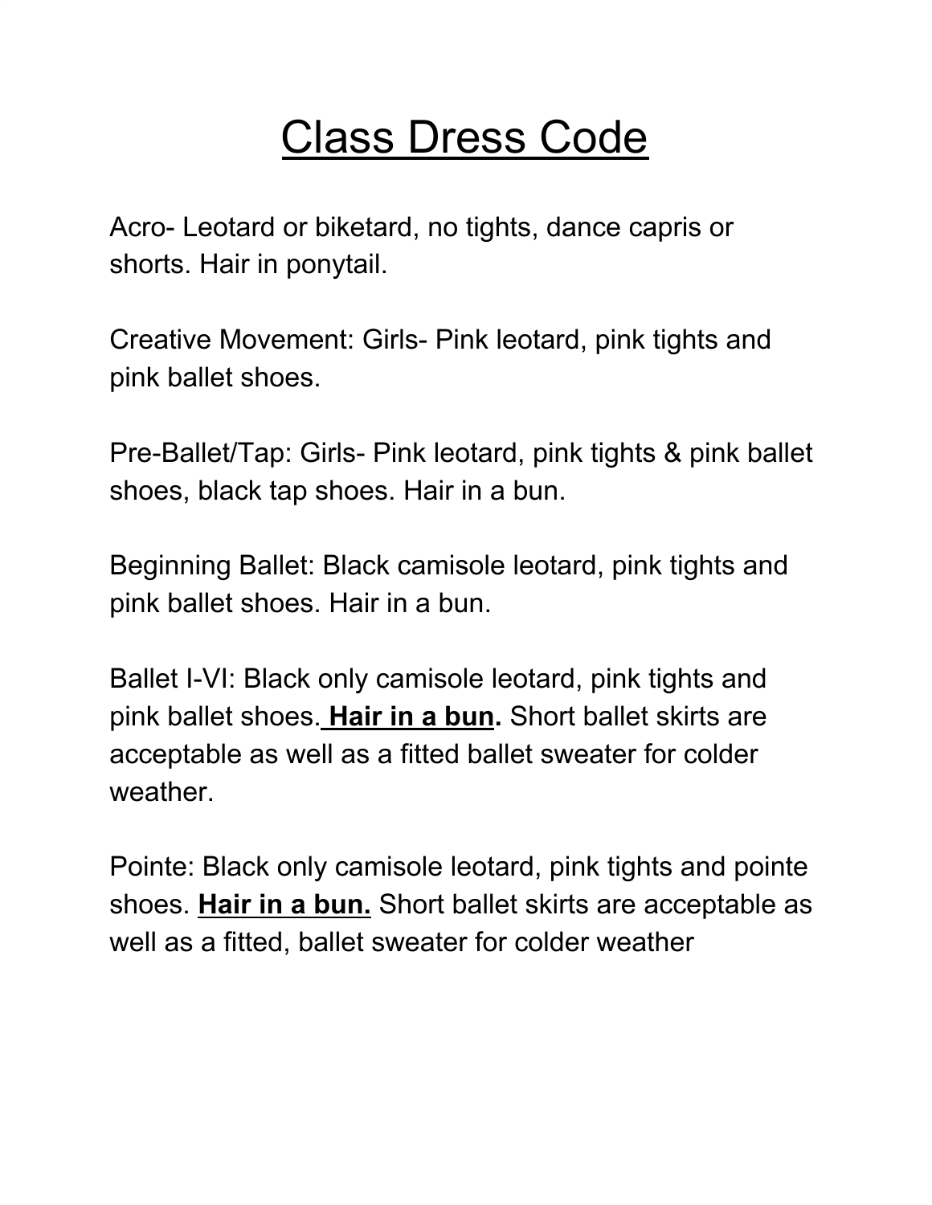# Class Dress Code

Acro- Leotard or biketard, no tights, dance capris or shorts. Hair in ponytail.

Creative Movement: Girls- Pink leotard, pink tights and pink ballet shoes.

Pre-Ballet/Tap: Girls- Pink leotard, pink tights & pink ballet shoes, black tap shoes. Hair in a bun.

Beginning Ballet: Black camisole leotard, pink tights and pink ballet shoes. Hair in a bun.

Ballet I-VI: Black only camisole leotard, pink tights and pink ballet shoes. **Hair in a bun.** Short ballet skirts are acceptable as well as a fitted ballet sweater for colder weather.

Pointe: Black only camisole leotard, pink tights and pointe shoes. **Hair in a bun.** Short ballet skirts are acceptable as well as a fitted, ballet sweater for colder weather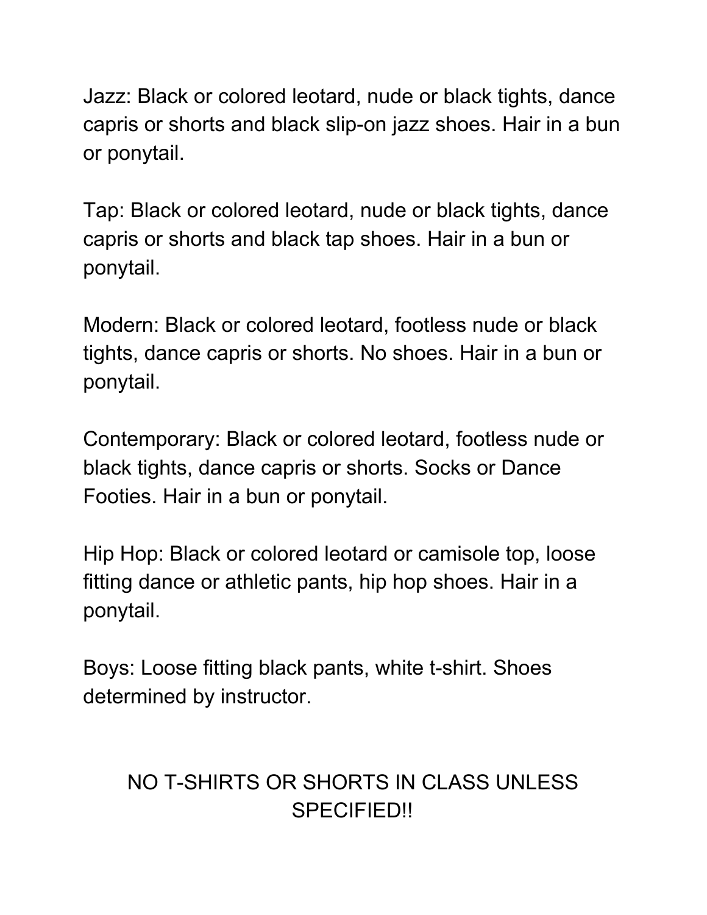Jazz: Black or colored leotard, nude or black tights, dance capris or shorts and black slip-on jazz shoes. Hair in a bun or ponytail.

Tap: Black or colored leotard, nude or black tights, dance capris or shorts and black tap shoes. Hair in a bun or ponytail.

Modern: Black or colored leotard, footless nude or black tights, dance capris or shorts. No shoes. Hair in a bun or ponytail.

Contemporary: Black or colored leotard, footless nude or black tights, dance capris or shorts. Socks or Dance Footies. Hair in a bun or ponytail.

Hip Hop: Black or colored leotard or camisole top, loose fitting dance or athletic pants, hip hop shoes. Hair in a ponytail.

Boys: Loose fitting black pants, white t-shirt. Shoes determined by instructor.

NO T-SHIRTS OR SHORTS IN CLASS UNLESS SPECIFIED!!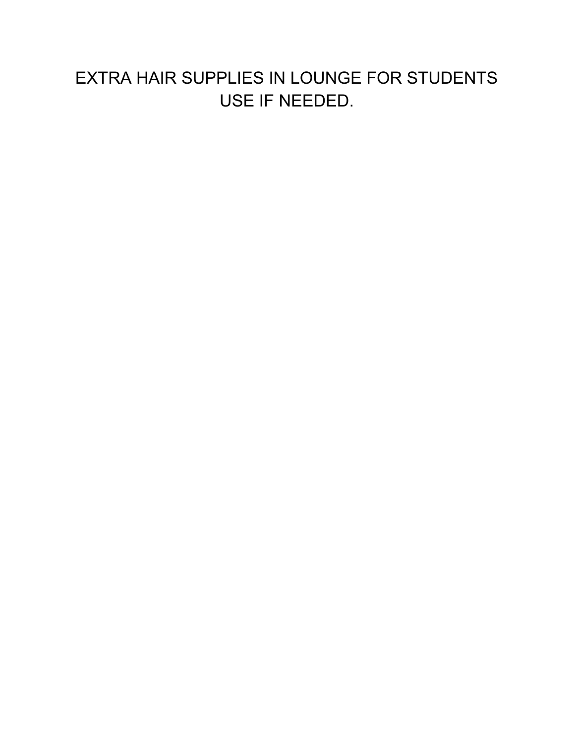EXTRA HAIR SUPPLIES IN LOUNGE FOR STUDENTS USE IF NEEDED.